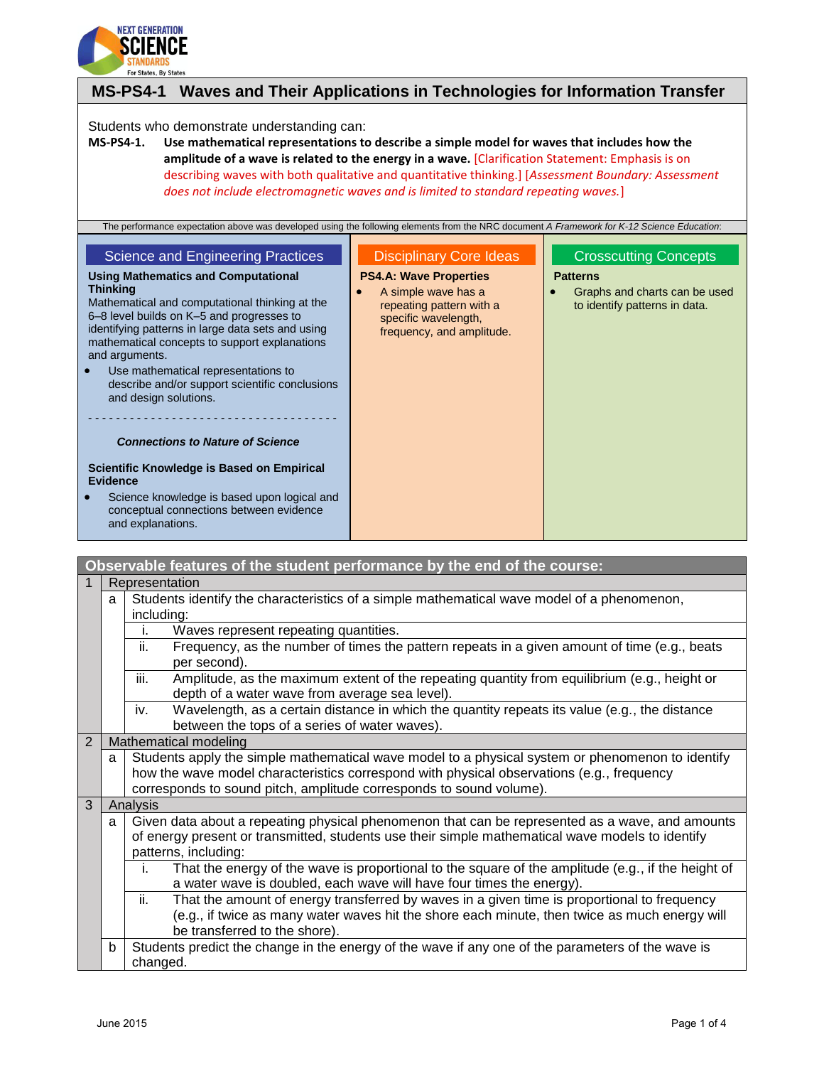# MS-PS4-1 Waves and Their Applications in Technologies for Information Transfer

Students who demonstrate understanding can:

**MS-PS4-1. Use mathematical representations to describe a simple model for waves that includes how the amplitude of a wave is related to the energy in a wave.** [Clarification Statement: Emphasis is on describing waves with both qualitative and quantitative thinking.] [*Assessment Boundary: Assessment does not include electromagnetic waves and is limited to standard repeating waves.*]

The performance expectation above was developed using the following elements from the NRC document *A Framework for K-12 Science Education*:

## Science and Engineering Practices

**Using Mathematics and Computational Thinking**

Mathematical and computational thinking at the 6–8 level builds on K–5 and progresses to identifying patterns in large data sets and using mathematical concepts to support explanations and arguments.

- Use mathematical representations to describe and/or support scientific conclusions and design solutions.

- - - - - - - - - - - - - - - - - - - - - - - - - - - - - - - - - - -

***Connections to Nature of Science***

**Scientific Knowledge is Based on Empirical Evidence**

- Science knowledge is based upon logical and conceptual connections between evidence and explanations.

## Disciplinary Core Ideas

**PS4.A: Wave Properties**

- A simple wave has a repeating pattern with a specific wavelength, frequency, and amplitude.

## Crosscutting Concepts

**Patterns**

- Graphs and charts can be used to identify patterns in data.

## Observable features of the student performance by the end of the course:

1. **Representation**
   a. Students identify the characteristics of a simple mathematical wave model of a phenomenon, including:
      i. Waves represent repeating quantities.
      ii. Frequency, as the number of times the pattern repeats in a given amount of time (e.g., beats per second).
      iii. Amplitude, as the maximum extent of the repeating quantity from equilibrium (e.g., height or depth of a water wave from average sea level).
      iv. Wavelength, as a certain distance in which the quantity repeats its value (e.g., the distance between the tops of a series of water waves).
2. **Mathematical modeling**
   a. Students apply the simple mathematical wave model to a physical system or phenomenon to identify how the wave model characteristics correspond with physical observations (e.g., frequency corresponds to sound pitch, amplitude corresponds to sound volume).
3. **Analysis**
   a. Given data about a repeating physical phenomenon that can be represented as a wave, and amounts of energy present or transmitted, students use their simple mathematical wave models to identify patterns, including:
      i. That the energy of the wave is proportional to the square of the amplitude (e.g., if the height of a water wave is doubled, each wave will have four times the energy).
      ii. That the amount of energy transferred by waves in a given time is proportional to frequency (e.g., if twice as many water waves hit the shore each minute, then twice as much energy will be transferred to the shore).

   b. Students predict the change in the energy of the wave if any one of the parameters of the wave is changed.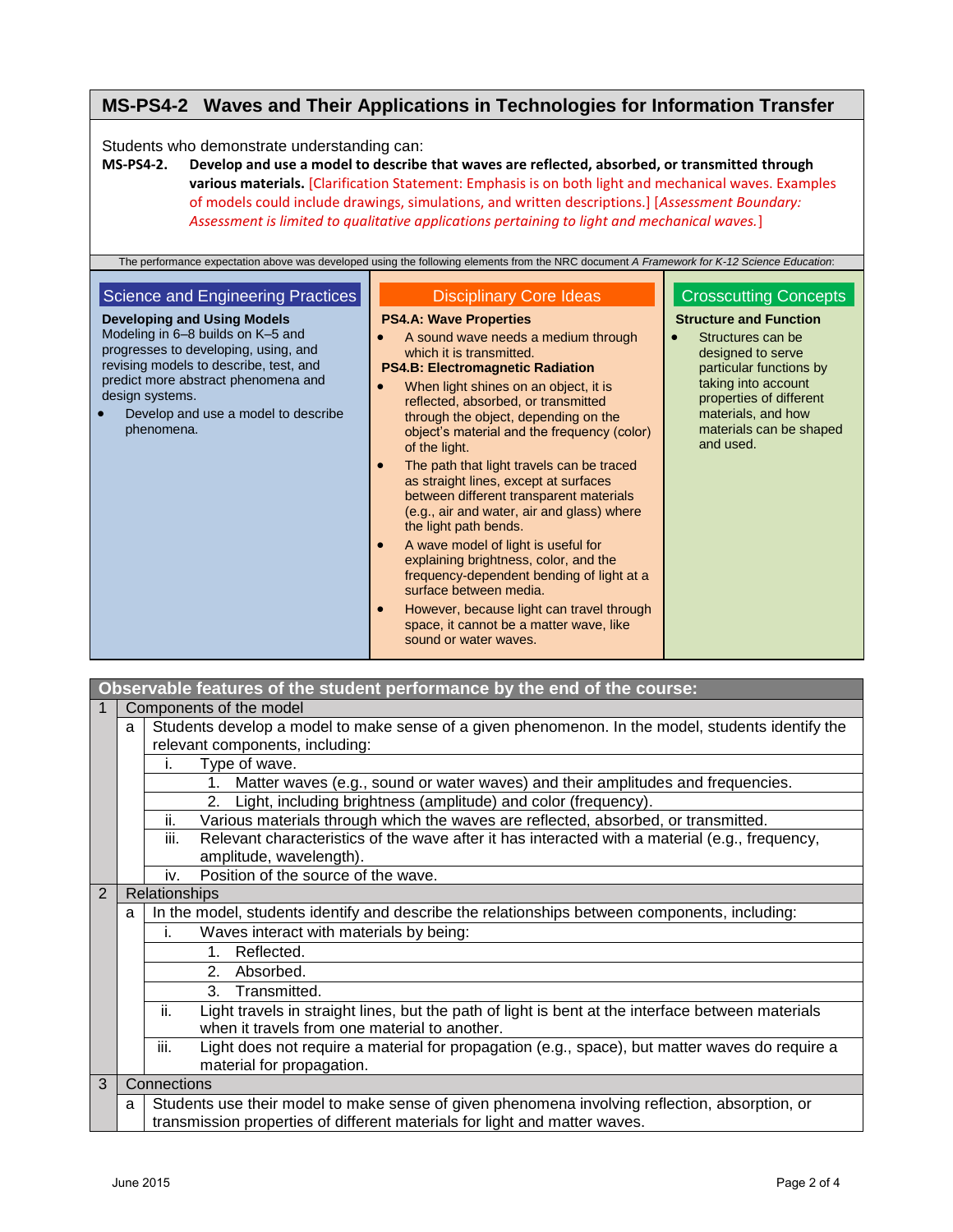# MS-PS4-2 Waves and Their Applications in Technologies for Information Transfer

Students who demonstrate understanding can:

**MS-PS4-2.** **Develop and use a model to describe that waves are reflected, absorbed, or transmitted through various materials.** [Clarification Statement: Emphasis is on both light and mechanical waves. Examples of models could include drawings, simulations, and written descriptions.] [*Assessment Boundary: Assessment is limited to qualitative applications pertaining to light and mechanical waves.*]

The performance expectation above was developed using the following elements from the NRC document *A Framework for K-12 Science Education*:

## Science and Engineering Practices

**Developing and Using Models**

Modeling in 6–8 builds on K–5 and progresses to developing, using, and revising models to describe, test, and predict more abstract phenomena and design systems.

- Develop and use a model to describe phenomena.

## Disciplinary Core Ideas

**PS4.A: Wave Properties**

- A sound wave needs a medium through which it is transmitted.

**PS4.B: Electromagnetic Radiation**

- When light shines on an object, it is reflected, absorbed, or transmitted through the object, depending on the object's material and the frequency (color) of the light.
- The path that light travels can be traced as straight lines, except at surfaces between different transparent materials (e.g., air and water, air and glass) where the light path bends.
- A wave model of light is useful for explaining brightness, color, and the frequency-dependent bending of light at a surface between media.
- However, because light can travel through space, it cannot be a matter wave, like sound or water waves.

## Crosscutting Concepts

**Structure and Function**

- Structures can be designed to serve particular functions by taking into account properties of different materials, and how materials can be shaped and used.

## Observable features of the student performance by the end of the course:

1. Components of the model
   - a. Students develop a model to make sense of a given phenomenon. In the model, students identify the relevant components, including:
     - i. Type of wave.
       1. Matter waves (e.g., sound or water waves) and their amplitudes and frequencies.
       2. Light, including brightness (amplitude) and color (frequency).
     - ii. Various materials through which the waves are reflected, absorbed, or transmitted.
     - iii. Relevant characteristics of the wave after it has interacted with a material (e.g., frequency, amplitude, wavelength).
     - iv. Position of the source of the wave.
2. Relationships
   - a. In the model, students identify and describe the relationships between components, including:
     - i. Waves interact with materials by being:
       1. Reflected.
       2. Absorbed.
       3. Transmitted.
     - ii. Light travels in straight lines, but the path of light is bent at the interface between materials when it travels from one material to another.
     - iii. Light does not require a material for propagation (e.g., space), but matter waves do require a material for propagation.
3. Connections
   - a. Students use their model to make sense of given phenomena involving reflection, absorption, or transmission properties of different materials for light and matter waves.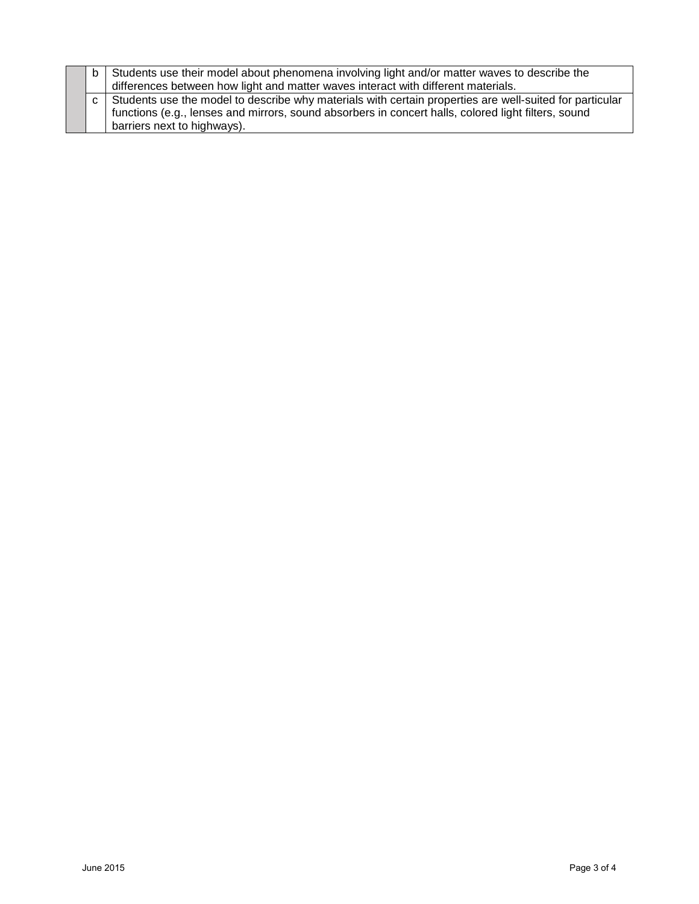| | | |
|---|---|---|
| | b | Students use their model about phenomena involving light and/or matter waves to describe the differences between how light and matter waves interact with different materials. |
| | c | Students use the model to describe why materials with certain properties are well-suited for particular functions (e.g., lenses and mirrors, sound absorbers in concert halls, colored light filters, sound barriers next to highways). |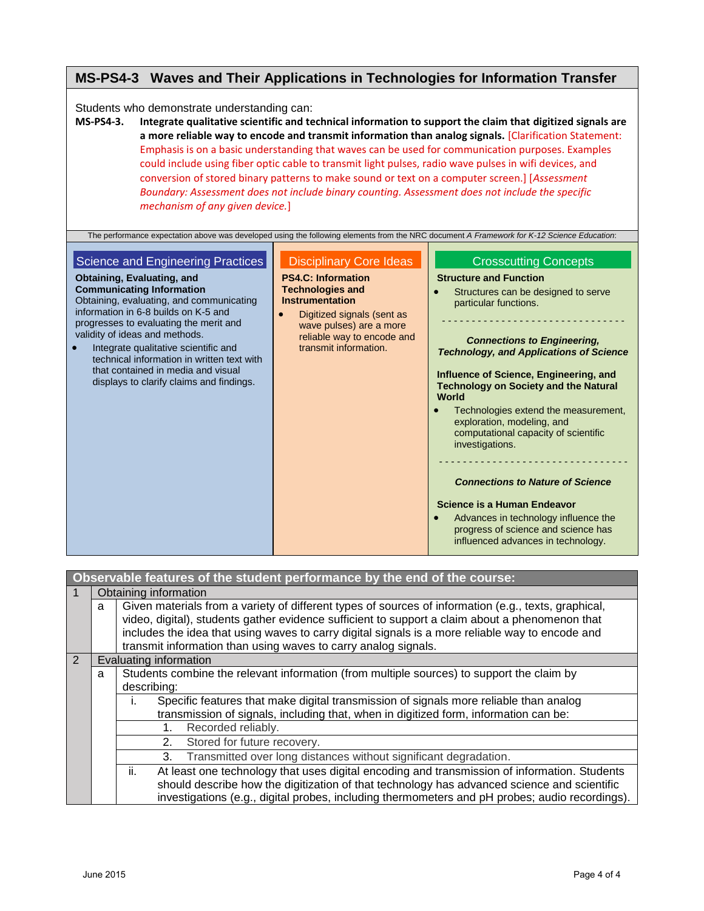## MS-PS4-3 Waves and Their Applications in Technologies for Information Transfer

Students who demonstrate understanding can:

**MS-PS4-3. Integrate qualitative scientific and technical information to support the claim that digitized signals are a more reliable way to encode and transmit information than analog signals.** [Clarification Statement: Emphasis is on a basic understanding that waves can be used for communication purposes. Examples could include using fiber optic cable to transmit light pulses, radio wave pulses in wifi devices, and conversion of stored binary patterns to make sound or text on a computer screen.] [*Assessment Boundary: Assessment does not include binary counting. Assessment does not include the specific mechanism of any given device.*]

The performance expectation above was developed using the following elements from the NRC document *A Framework for K-12 Science Education*:

### Science and Engineering Practices

**Obtaining, Evaluating, and Communicating Information**
Obtaining, evaluating, and communicating information in 6-8 builds on K-5 and progresses to evaluating the merit and validity of ideas and methods.

- Integrate qualitative scientific and technical information in written text with that contained in media and visual displays to clarify claims and findings.

### Disciplinary Core Ideas

**PS4.C: Information Technologies and Instrumentation**

- Digitized signals (sent as wave pulses) are a more reliable way to encode and transmit information.

### Crosscutting Concepts

**Structure and Function**

- Structures can be designed to serve particular functions.

- - - - - - - - - - - - - - - - - - - - - - - - - - - - - -

***Connections to Engineering, Technology, and Applications of Science***

**Influence of Science, Engineering, and Technology on Society and the Natural World**

- Technologies extend the measurement, exploration, modeling, and computational capacity of scientific investigations.

- - - - - - - - - - - - - - - - - - - - - - - - - - - - - -

***Connections to Nature of Science***

**Science is a Human Endeavor**

- Advances in technology influence the progress of science and science has influenced advances in technology.

| Observable features of the student performance by the end of the course: | | | |
|---|---|---|---|
| 1 | Obtaining information | | |
| | a | Given materials from a variety of different types of sources of information (e.g., texts, graphical, video, digital), students gather evidence sufficient to support a claim about a phenomenon that includes the idea that using waves to carry digital signals is a more reliable way to encode and transmit information than using waves to carry analog signals. | |
| 2 | Evaluating information | | |
| | a | Students combine the relevant information (from multiple sources) to support the claim by describing: | |
| | | i. | Specific features that make digital transmission of signals more reliable than analog transmission of signals, including that, when in digitized form, information can be: |
| | | | 1. Recorded reliably. |
| | | | 2. Stored for future recovery. |
| | | | 3. Transmitted over long distances without significant degradation. |
| | | ii. | At least one technology that uses digital encoding and transmission of information. Students should describe how the digitization of that technology has advanced science and scientific investigations (e.g., digital probes, including thermometers and pH probes; audio recordings). |